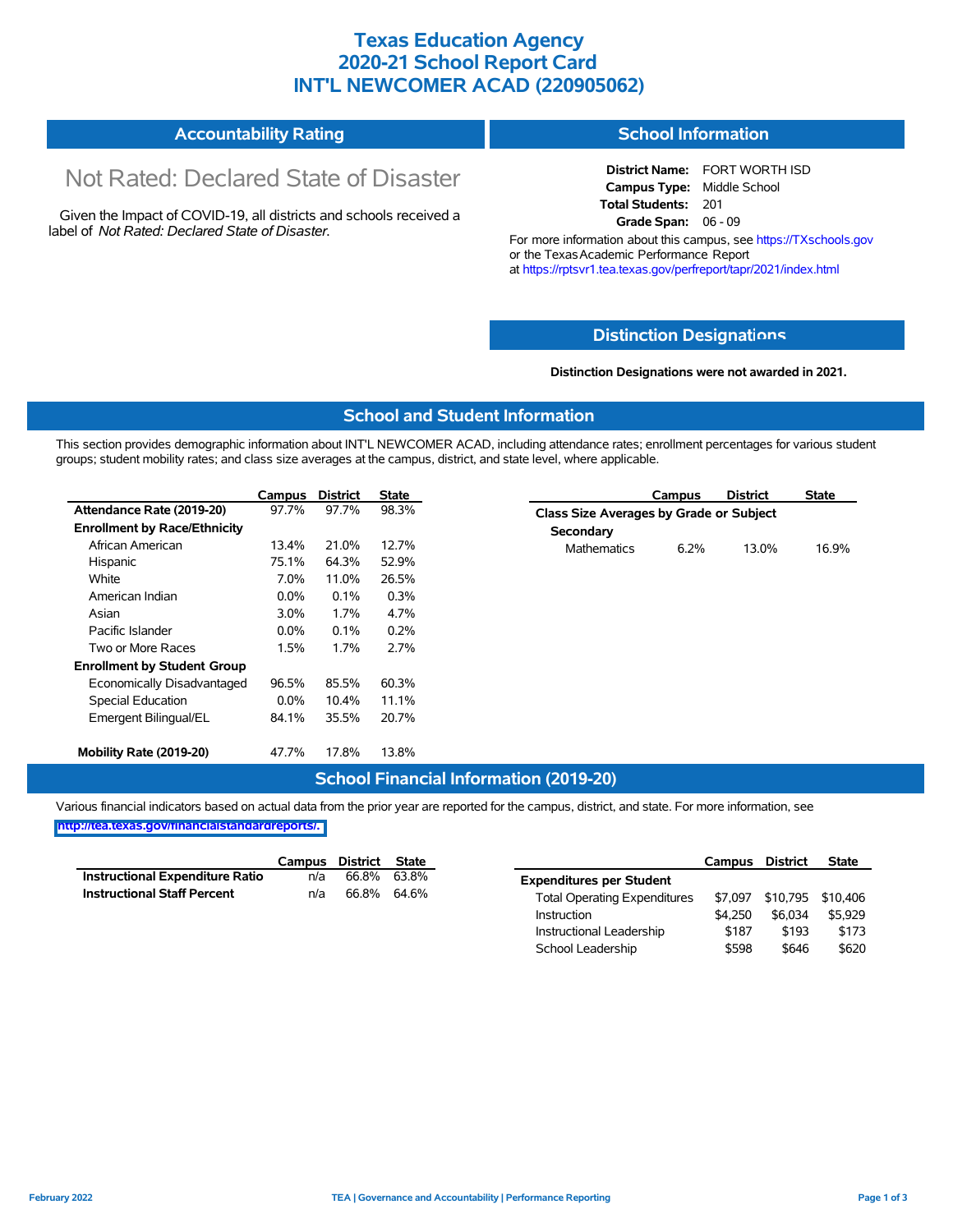# Texas Education Agency
# 2020-21 School Report Card
# INT'L NEWCOMER ACAD (220905062)

## Accountability Rating

Not Rated: Declared State of Disaster

Given the Impact of COVID-19, all districts and schools received a label of *Not Rated: Declared State of Disaster*.

## School Information

**District Name:** FORT WORTH ISD
**Campus Type:** Middle School
**Total Students:** 201
**Grade Span:** 06 - 09

For more information about this campus, see https://TXschools.gov or the Texas Academic Performance Report at https://rptsvr1.tea.texas.gov/perfreport/tapr/2021/index.html

## Distinction Designations

**Distinction Designations were not awarded in 2021.**

## School and Student Information

This section provides demographic information about INT'L NEWCOMER ACAD, including attendance rates; enrollment percentages for various student groups; student mobility rates; and class size averages at the campus, district, and state level, where applicable.

| | Campus | District | State |
|---|---|---|---|
| **Attendance Rate (2019-20)** | 97.7% | 97.7% | 98.3% |
| **Enrollment by Race/Ethnicity** | | | |
| African American | 13.4% | 21.0% | 12.7% |
| Hispanic | 75.1% | 64.3% | 52.9% |
| White | 7.0% | 11.0% | 26.5% |
| American Indian | 0.0% | 0.1% | 0.3% |
| Asian | 3.0% | 1.7% | 4.7% |
| Pacific Islander | 0.0% | 0.1% | 0.2% |
| Two or More Races | 1.5% | 1.7% | 2.7% |
| **Enrollment by Student Group** | | | |
| Economically Disadvantaged | 96.5% | 85.5% | 60.3% |
| Special Education | 0.0% | 10.4% | 11.1% |
| Emergent Bilingual/EL | 84.1% | 35.5% | 20.7% |
| **Mobility Rate (2019-20)** | 47.7% | 17.8% | 13.8% |

| | Campus | District | State |
|---|---|---|---|
| **Class Size Averages by Grade or Subject** | | | |
| **Secondary** | | | |
| Mathematics | 6.2% | 13.0% | 16.9% |

## School Financial Information (2019-20)

Various financial indicators based on actual data from the prior year are reported for the campus, district, and state. For more information, see http://tea.texas.gov/financialstandardreports/.

| | Campus | District | State |
|---|---|---|---|
| **Instructional Expenditure Ratio** | n/a | 66.8% | 63.8% |
| **Instructional Staff Percent** | n/a | 66.8% | 64.6% |

| | Campus | District | State |
|---|---|---|---|
| **Expenditures per Student** | | | |
| Total Operating Expenditures | $7,097 | $10,795 | $10,406 |
| Instruction | $4,250 | $6,034 | $5,929 |
| Instructional Leadership | $187 | $193 | $173 |
| School Leadership | $598 | $646 | $620 |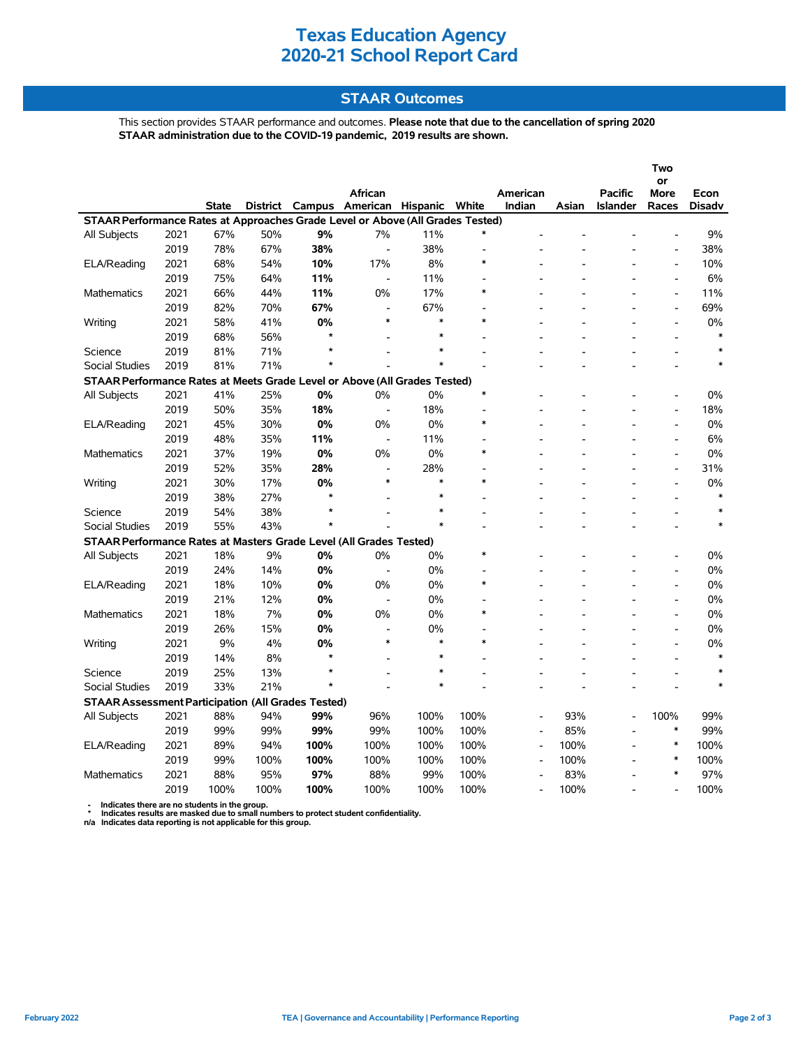# Texas Education Agency
# 2020-21 School Report Card

## STAAR Outcomes

This section provides STAAR performance and outcomes. **Please note that due to the cancellation of spring 2020 STAAR administration due to the COVID-19 pandemic, 2019 results are shown.**

| | | State | District | Campus | African American | Hispanic | White | American Indian | Asian | Pacific Islander | Two or More Races | Econ Disadv |
|---|---|---|---|---|---|---|---|---|---|---|---|---|
| **STAAR Performance Rates at Approaches Grade Level or Above (All Grades Tested)** | | | | | | | | | | | | |
| All Subjects | 2021 | 67% | 50% | **9%** | 7% | 11% | * | - | - | - | - | 9% |
| | 2019 | 78% | 67% | **38%** | - | 38% | - | - | - | - | - | 38% |
| ELA/Reading | 2021 | 68% | 54% | **10%** | 17% | 8% | * | - | - | - | - | 10% |
| | 2019 | 75% | 64% | **11%** | - | 11% | - | - | - | - | - | 6% |
| Mathematics | 2021 | 66% | 44% | **11%** | 0% | 17% | * | - | - | - | - | 11% |
| | 2019 | 82% | 70% | **67%** | - | 67% | - | - | - | - | - | 69% |
| Writing | 2021 | 58% | 41% | **0%** | * | * | * | - | - | - | - | 0% |
| | 2019 | 68% | 56% | * | - | * | - | - | - | - | - | * |
| Science | 2019 | 81% | 71% | * | - | * | - | - | - | - | - | * |
| Social Studies | 2019 | 81% | 71% | * | - | * | - | - | - | - | - | * |
| **STAAR Performance Rates at Meets Grade Level or Above (All Grades Tested)** | | | | | | | | | | | | |
| All Subjects | 2021 | 41% | 25% | **0%** | 0% | 0% | * | - | - | - | - | 0% |
| | 2019 | 50% | 35% | **18%** | - | 18% | - | - | - | - | - | 18% |
| ELA/Reading | 2021 | 45% | 30% | **0%** | 0% | 0% | * | - | - | - | - | 0% |
| | 2019 | 48% | 35% | **11%** | - | 11% | - | - | - | - | - | 6% |
| Mathematics | 2021 | 37% | 19% | **0%** | 0% | 0% | * | - | - | - | - | 0% |
| | 2019 | 52% | 35% | **28%** | - | 28% | - | - | - | - | - | 31% |
| Writing | 2021 | 30% | 17% | **0%** | * | * | * | - | - | - | - | 0% |
| | 2019 | 38% | 27% | * | - | * | - | - | - | - | - | * |
| Science | 2019 | 54% | 38% | * | - | * | - | - | - | - | - | * |
| Social Studies | 2019 | 55% | 43% | * | - | * | - | - | - | - | - | * |
| **STAAR Performance Rates at Masters Grade Level (All Grades Tested)** | | | | | | | | | | | | |
| All Subjects | 2021 | 18% | 9% | **0%** | 0% | 0% | * | - | - | - | - | 0% |
| | 2019 | 24% | 14% | **0%** | - | 0% | - | - | - | - | - | 0% |
| ELA/Reading | 2021 | 18% | 10% | **0%** | 0% | 0% | * | - | - | - | - | 0% |
| | 2019 | 21% | 12% | **0%** | - | 0% | - | - | - | - | - | 0% |
| Mathematics | 2021 | 18% | 7% | **0%** | 0% | 0% | * | - | - | - | - | 0% |
| | 2019 | 26% | 15% | **0%** | - | 0% | - | - | - | - | - | 0% |
| Writing | 2021 | 9% | 4% | **0%** | * | * | * | - | - | - | - | 0% |
| | 2019 | 14% | 8% | * | - | * | - | - | - | - | - | * |
| Science | 2019 | 25% | 13% | * | - | * | - | - | - | - | - | * |
| Social Studies | 2019 | 33% | 21% | * | - | * | - | - | - | - | - | * |
| **STAAR Assessment Participation (All Grades Tested)** | | | | | | | | | | | | |
| All Subjects | 2021 | 88% | 94% | **99%** | 96% | 100% | 100% | - | 93% | - | 100% | 99% |
| | 2019 | 99% | 99% | **99%** | 99% | 100% | 100% | - | 85% | - | * | 99% |
| ELA/Reading | 2021 | 89% | 94% | **100%** | 100% | 100% | 100% | - | 100% | - | * | 100% |
| | 2019 | 99% | 100% | **100%** | 100% | 100% | 100% | - | 100% | - | * | 100% |
| Mathematics | 2021 | 88% | 95% | **97%** | 88% | 99% | 100% | - | 83% | - | * | 97% |
| | 2019 | 100% | 100% | **100%** | 100% | 100% | 100% | - | 100% | - | - | 100% |

- Indicates there are no students in the group.
\* Indicates results are masked due to small numbers to protect student confidentiality.
n/a Indicates data reporting is not applicable for this group.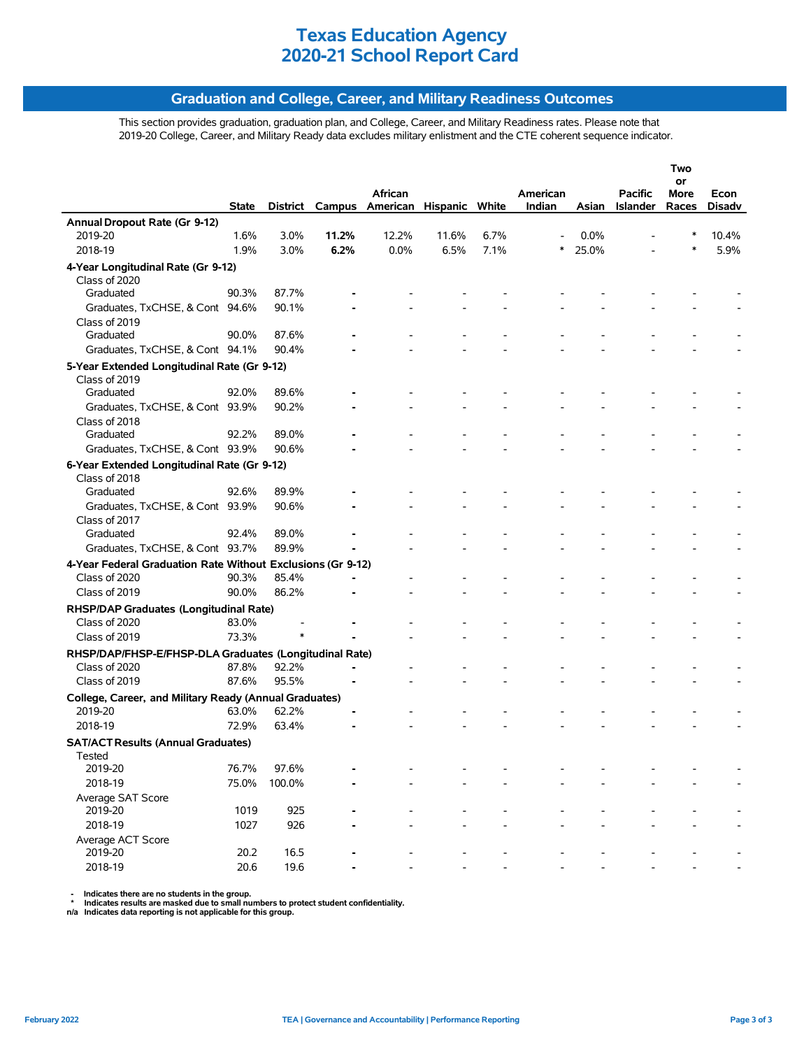# Texas Education Agency
# 2020-21 School Report Card

## Graduation and College, Career, and Military Readiness Outcomes

This section provides graduation, graduation plan, and College, Career, and Military Readiness rates. Please note that 2019-20 College, Career, and Military Ready data excludes military enlistment and the CTE coherent sequence indicator.

| | State | District | Campus | African American | Hispanic | White | American Indian | Asian | Pacific Islander | Two or More Races | Econ Disadv |
|---|---|---|---|---|---|---|---|---|---|---|---|
| **Annual Dropout Rate (Gr 9-12)** | | | | | | | | | | | |
| 2019-20 | 1.6% | 3.0% | **11.2%** | 12.2% | 11.6% | 6.7% | - | 0.0% | - | * | 10.4% |
| 2018-19 | 1.9% | 3.0% | **6.2%** | 0.0% | 6.5% | 7.1% | * | 25.0% | - | * | 5.9% |
| **4-Year Longitudinal Rate (Gr 9-12)** | | | | | | | | | | | |
| Class of 2020 | | | | | | | | | | | |
| Graduated | 90.3% | 87.7% | **-** | - | - | - | - | - | - | - | - |
| Graduates, TxCHSE, & Cont | 94.6% | 90.1% | **-** | - | - | - | - | - | - | - | - |
| Class of 2019 | | | | | | | | | | | |
| Graduated | 90.0% | 87.6% | **-** | - | - | - | - | - | - | - | - |
| Graduates, TxCHSE, & Cont | 94.1% | 90.4% | **-** | - | - | - | - | - | - | - | - |
| **5-Year Extended Longitudinal Rate (Gr 9-12)** | | | | | | | | | | | |
| Class of 2019 | | | | | | | | | | | |
| Graduated | 92.0% | 89.6% | **-** | - | - | - | - | - | - | - | - |
| Graduates, TxCHSE, & Cont | 93.9% | 90.2% | **-** | - | - | - | - | - | - | - | - |
| Class of 2018 | | | | | | | | | | | |
| Graduated | 92.2% | 89.0% | **-** | - | - | - | - | - | - | - | - |
| Graduates, TxCHSE, & Cont | 93.9% | 90.6% | **-** | - | - | - | - | - | - | - | - |
| **6-Year Extended Longitudinal Rate (Gr 9-12)** | | | | | | | | | | | |
| Class of 2018 | | | | | | | | | | | |
| Graduated | 92.6% | 89.9% | **-** | - | - | - | - | - | - | - | - |
| Graduates, TxCHSE, & Cont | 93.9% | 90.6% | **-** | - | - | - | - | - | - | - | - |
| Class of 2017 | | | | | | | | | | | |
| Graduated | 92.4% | 89.0% | **-** | - | - | - | - | - | - | - | - |
| Graduates, TxCHSE, & Cont | 93.7% | 89.9% | **-** | - | - | - | - | - | - | - | - |
| **4-Year Federal Graduation Rate Without Exclusions (Gr 9-12)** | | | | | | | | | | | |
| Class of 2020 | 90.3% | 85.4% | **-** | - | - | - | - | - | - | - | - |
| Class of 2019 | 90.0% | 86.2% | **-** | - | - | - | - | - | - | - | - |
| **RHSP/DAP Graduates (Longitudinal Rate)** | | | | | | | | | | | |
| Class of 2020 | 83.0% | - | **-** | - | - | - | - | - | - | - | - |
| Class of 2019 | 73.3% | * | **-** | - | - | - | - | - | - | - | - |
| **RHSP/DAP/FHSP-E/FHSP-DLA Graduates (Longitudinal Rate)** | | | | | | | | | | | |
| Class of 2020 | 87.8% | 92.2% | **-** | - | - | - | - | - | - | - | - |
| Class of 2019 | 87.6% | 95.5% | **-** | - | - | - | - | - | - | - | - |
| **College, Career, and Military Ready (Annual Graduates)** | | | | | | | | | | | |
| 2019-20 | 63.0% | 62.2% | **-** | - | - | - | - | - | - | - | - |
| 2018-19 | 72.9% | 63.4% | **-** | - | - | - | - | - | - | - | - |
| **SAT/ACT Results (Annual Graduates)** | | | | | | | | | | | |
| Tested | | | | | | | | | | | |
| 2019-20 | 76.7% | 97.6% | **-** | - | - | - | - | - | - | - | - |
| 2018-19 | 75.0% | 100.0% | **-** | - | - | - | - | - | - | - | - |
| Average SAT Score | | | | | | | | | | | |
| 2019-20 | 1019 | 925 | **-** | - | - | - | - | - | - | - | - |
| 2018-19 | 1027 | 926 | **-** | - | - | - | - | - | - | - | - |
| Average ACT Score | | | | | | | | | | | |
| 2019-20 | 20.2 | 16.5 | **-** | - | - | - | - | - | - | - | - |
| 2018-19 | 20.6 | 19.6 | **-** | - | - | - | - | - | - | - | - |

- Indicates there are no students in the group.
\* Indicates results are masked due to small numbers to protect student confidentiality.
n/a Indicates data reporting is not applicable for this group.